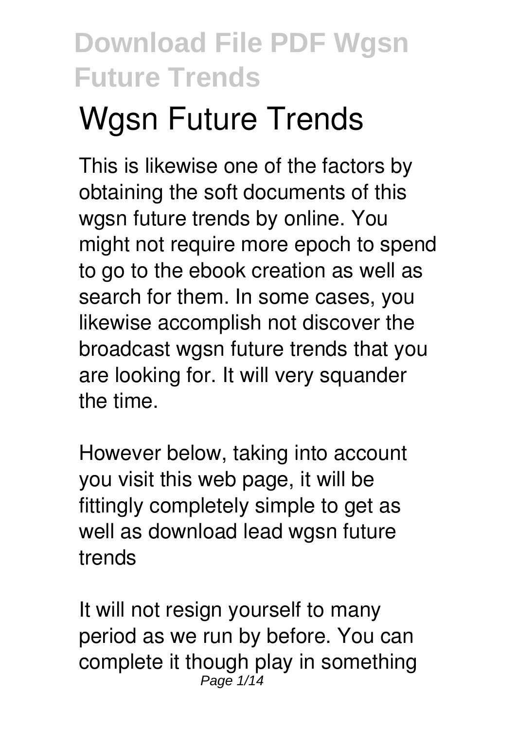# Wgsn Future Trends

This is likewise one of the factors by obtaining the soft documents of this wgsn future trends by online. You might not require more epoch to spend to go to the ebook creation as well as search for them. In some cases, you likewise accomplish not discover the broadcast wgsn future trends that you are looking for. It will very squander the time.

However below, taking into account you visit this web page, it will be fittingly completely simple to get as well as download lead wgsn future trends

It will not resign yourself to many period as we run by before. You can complete it though play in something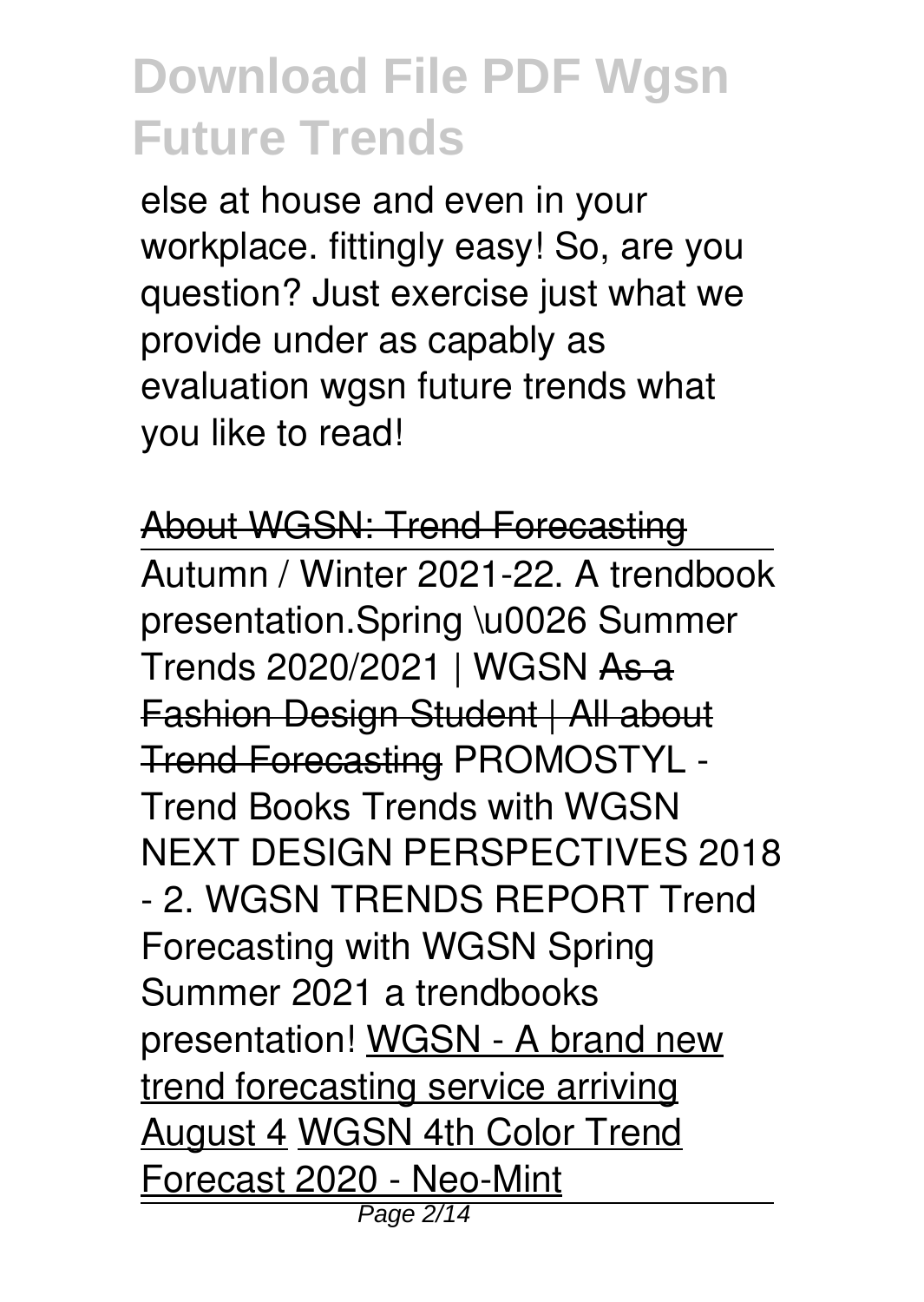else at house and even in your workplace. fittingly easy! So, are you question? Just exercise just what we provide under as capably as evaluation wgsn future trends what you like to read!

~~About WGSN: Trend Forecasting~~

Autumn / Winter 2021-22. A trendbook presentation. Spring \u0026 Summer Trends 2020/2021 | WGSN ~~As a Fashion Design Student | All about Trend Forecasting~~ PROMOSTYL - Trend Books Trends with WGSN NEXT DESIGN PERSPECTIVES 2018 - 2. WGSN TRENDS REPORT Trend Forecasting with WGSN Spring Summer 2021 a trendbooks presentation! WGSN - A brand new trend forecasting service arriving August 4 WGSN 4th Color Trend Forecast 2020 - Neo-Mint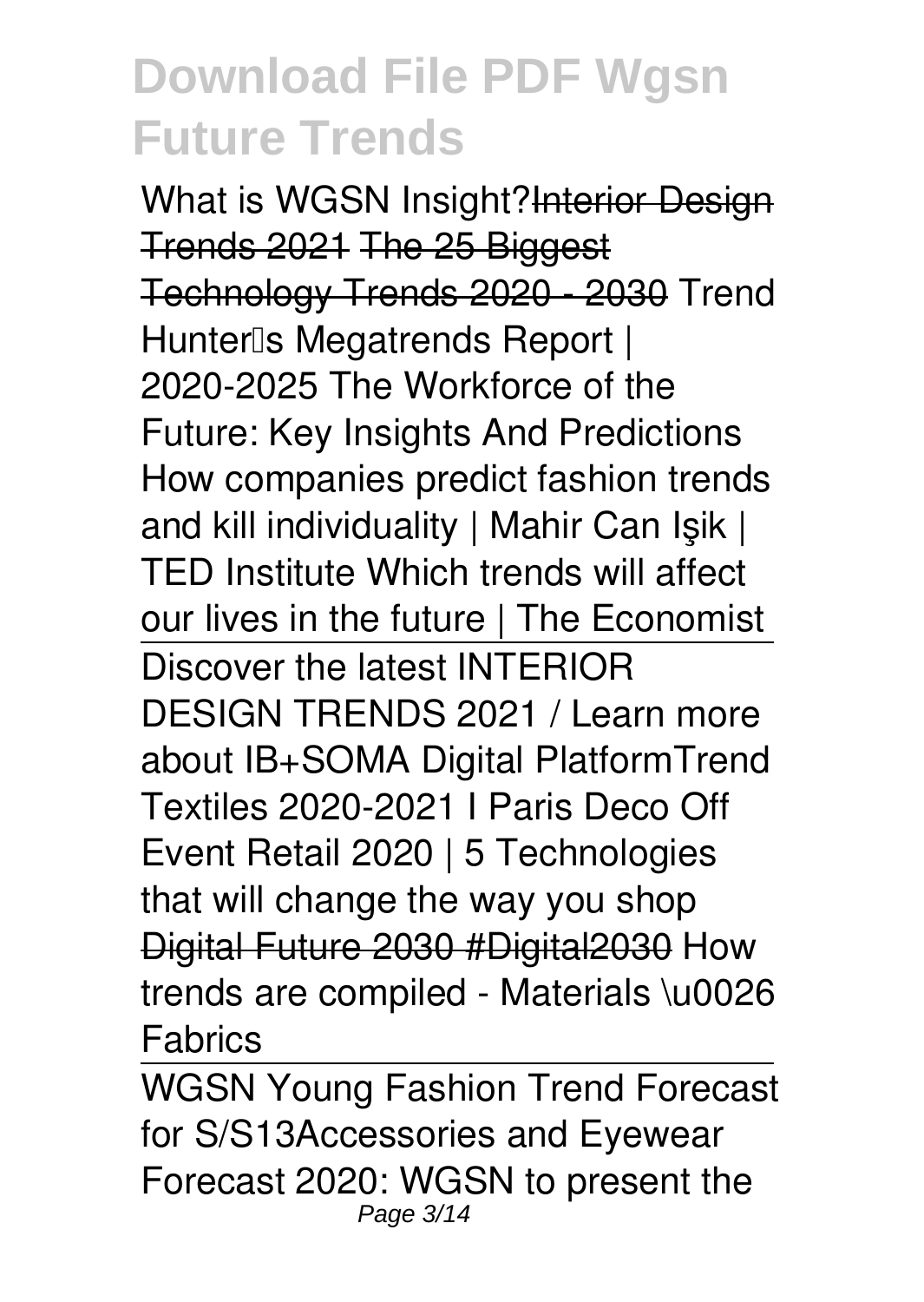# Download File PDF Wgsn Future Trends

What is WGSN Insight?Interior Design Trends 2021 The 25 Biggest Technology Trends 2020 - 2030 Trend Hunter's Megatrends Report | 2020-2025 The Workforce of the Future: Key Insights And Predictions How companies predict fashion trends and kill individuality | Mahir Can Işik | TED Institute Which trends will affect our lives in the future | The Economist

Discover the latest INTERIOR DESIGN TRENDS 2021 / Learn more about IB+SOMA Digital PlatformTrend Textiles 2020-2021 I Paris Deco Off Event Retail 2020 | 5 Technologies that will change the way you shop Digital Future 2030 #Digital2030 How trends are compiled - Materials \u0026 Fabrics

WGSN Young Fashion Trend Forecast for S/S13Accessories and Eyewear Forecast 2020: WGSN to present the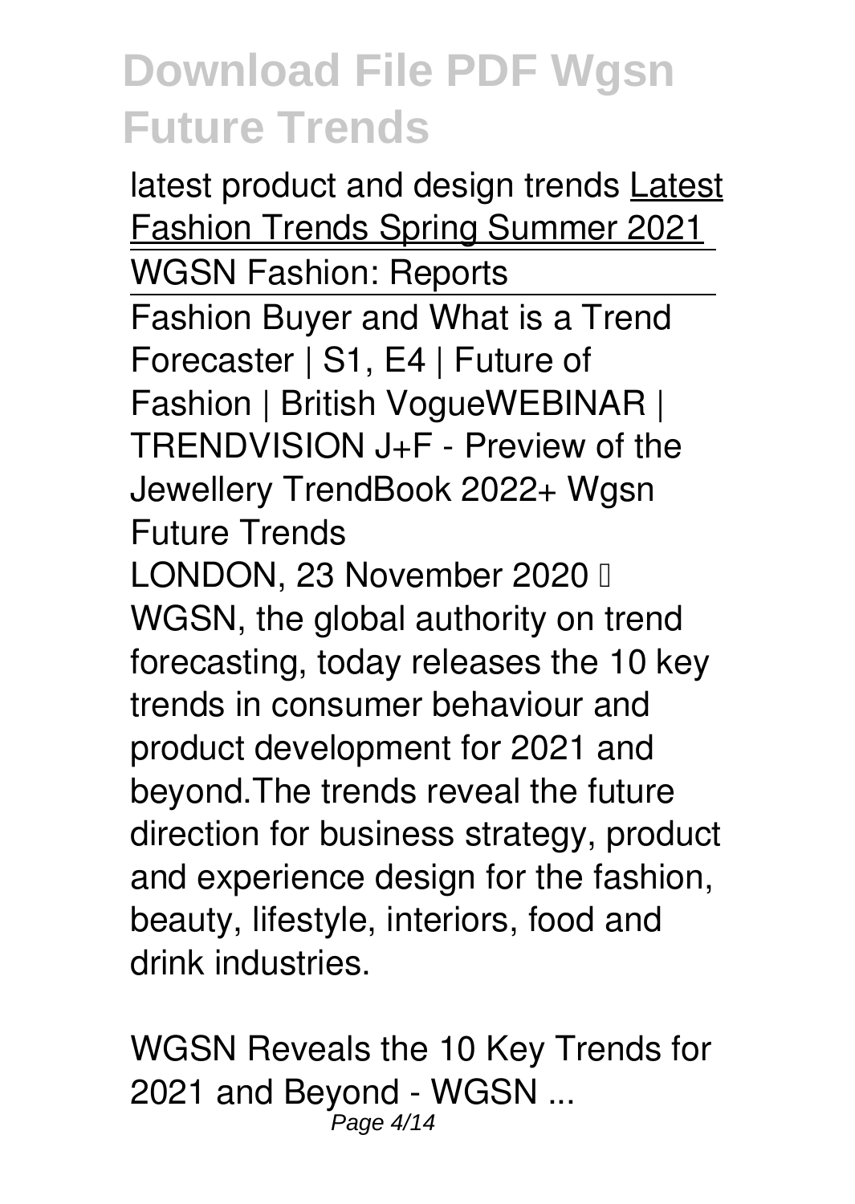latest product and design trends Latest Fashion Trends Spring Summer 2021

WGSN Fashion: Reports

Fashion Buyer and What is a Trend Forecaster | S1, E4 | Future of Fashion | British VogueWEBINAR | TRENDVISION J+F - Preview of the Jewellery TrendBook 2022+ Wgsn Future Trends

LONDON, 23 November 2020 – WGSN, the global authority on trend forecasting, today releases the 10 key trends in consumer behaviour and product development for 2021 and beyond.The trends reveal the future direction for business strategy, product and experience design for the fashion, beauty, lifestyle, interiors, food and drink industries.

WGSN Reveals the 10 Key Trends for 2021 and Beyond - WGSN ...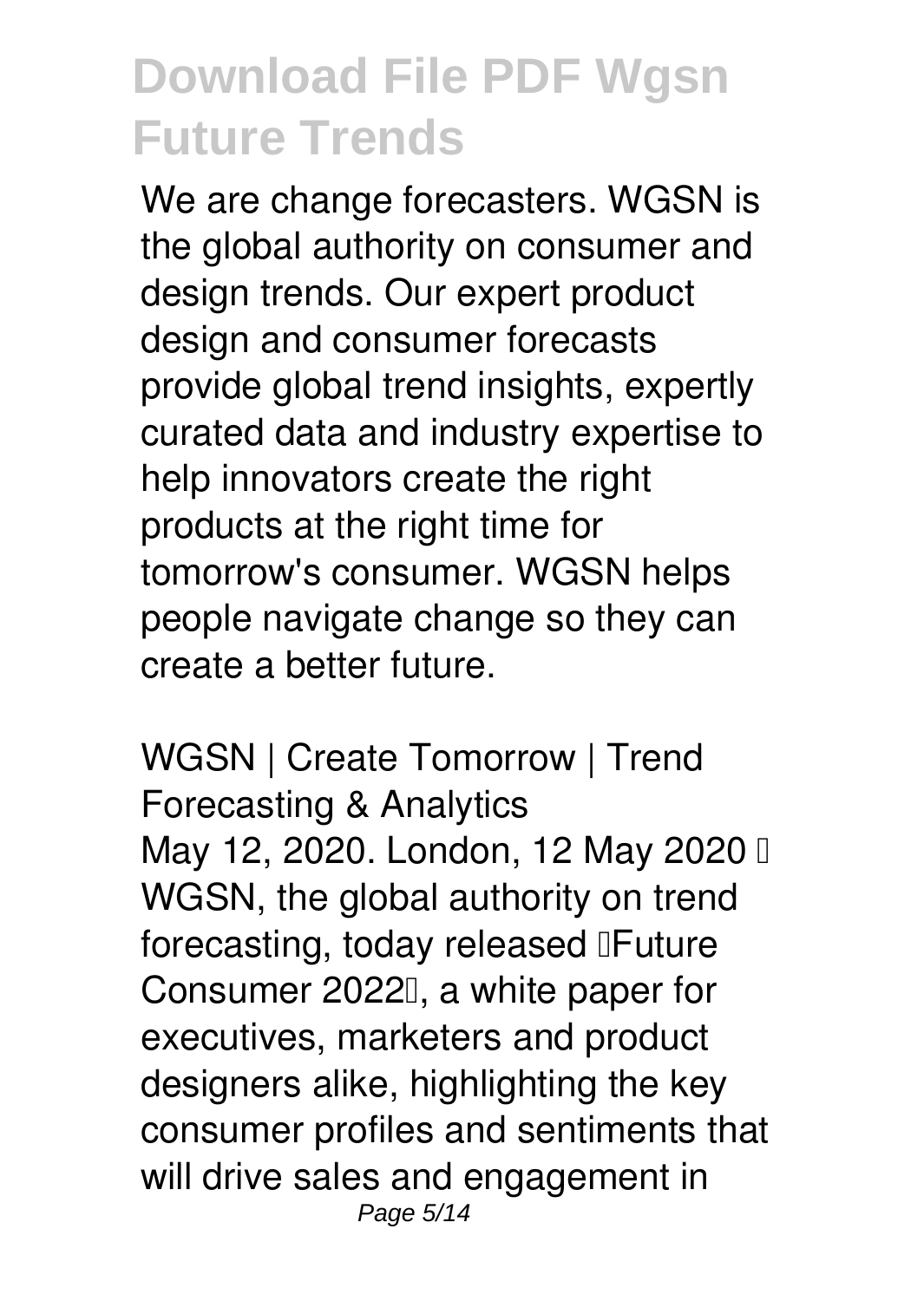We are change forecasters. WGSN is the global authority on consumer and design trends. Our expert product design and consumer forecasts provide global trend insights, expertly curated data and industry expertise to help innovators create the right products at the right time for tomorrow's consumer. WGSN helps people navigate change so they can create a better future.

**WGSN | Create Tomorrow | Trend Forecasting & Analytics**

May 12, 2020. London, 12 May 2020 – WGSN, the global authority on trend forecasting, today released 'Future Consumer 2022', a white paper for executives, marketers and product designers alike, highlighting the key consumer profiles and sentiments that will drive sales and engagement in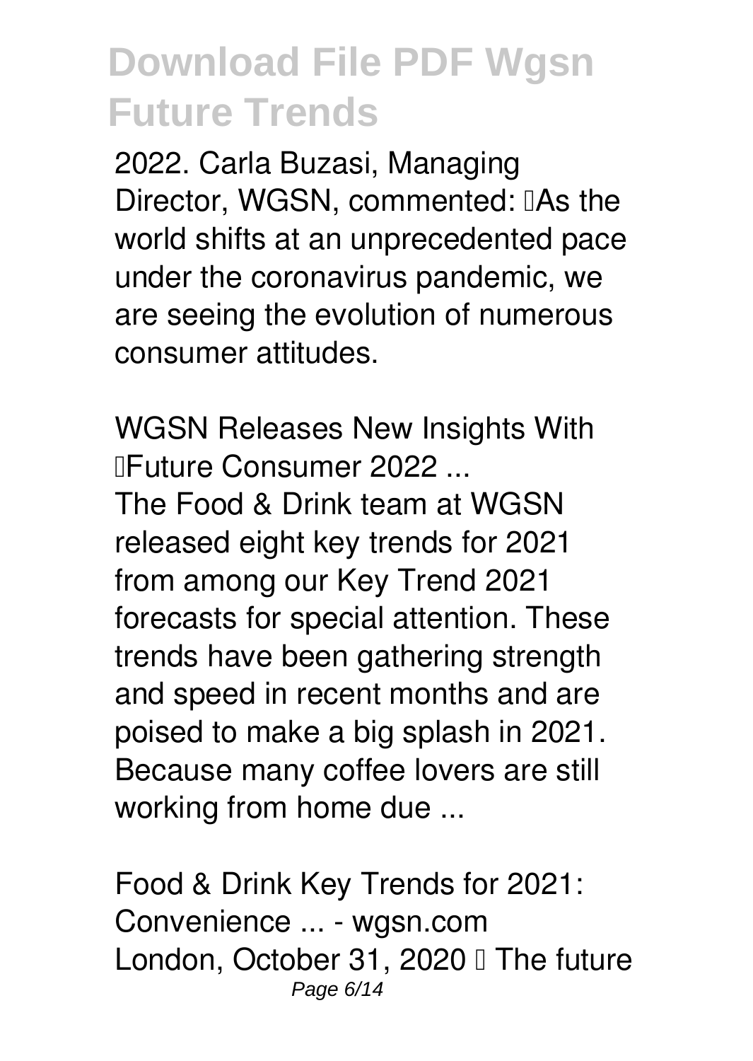2022. Carla Buzasi, Managing Director, WGSN, commented: "As the world shifts at an unprecedented pace under the coronavirus pandemic, we are seeing the evolution of numerous consumer attitudes.

**WGSN Releases New Insights With "Future Consumer 2022 ...**

The Food & Drink team at WGSN released eight key trends for 2021 from among our Key Trend 2021 forecasts for special attention. These trends have been gathering strength and speed in recent months and are poised to make a big splash in 2021. Because many coffee lovers are still working from home due ...

**Food & Drink Key Trends for 2021: Convenience ... - wgsn.com**

London, October 31, 2020 – The future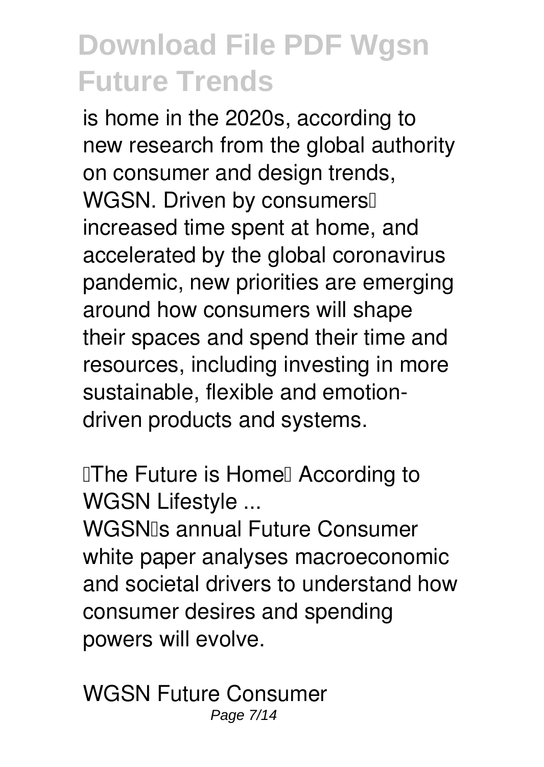is home in the 2020s, according to new research from the global authority on consumer and design trends, WGSN. Driven by consumers' increased time spent at home, and accelerated by the global coronavirus pandemic, new priorities are emerging around how consumers will shape their spaces and spend their time and resources, including investing in more sustainable, flexible and emotion-driven products and systems.

**'The Future is Home' According to WGSN Lifestyle ...**

WGSN's annual Future Consumer white paper analyses macroeconomic and societal drivers to understand how consumer desires and spending powers will evolve.

**WGSN Future Consumer**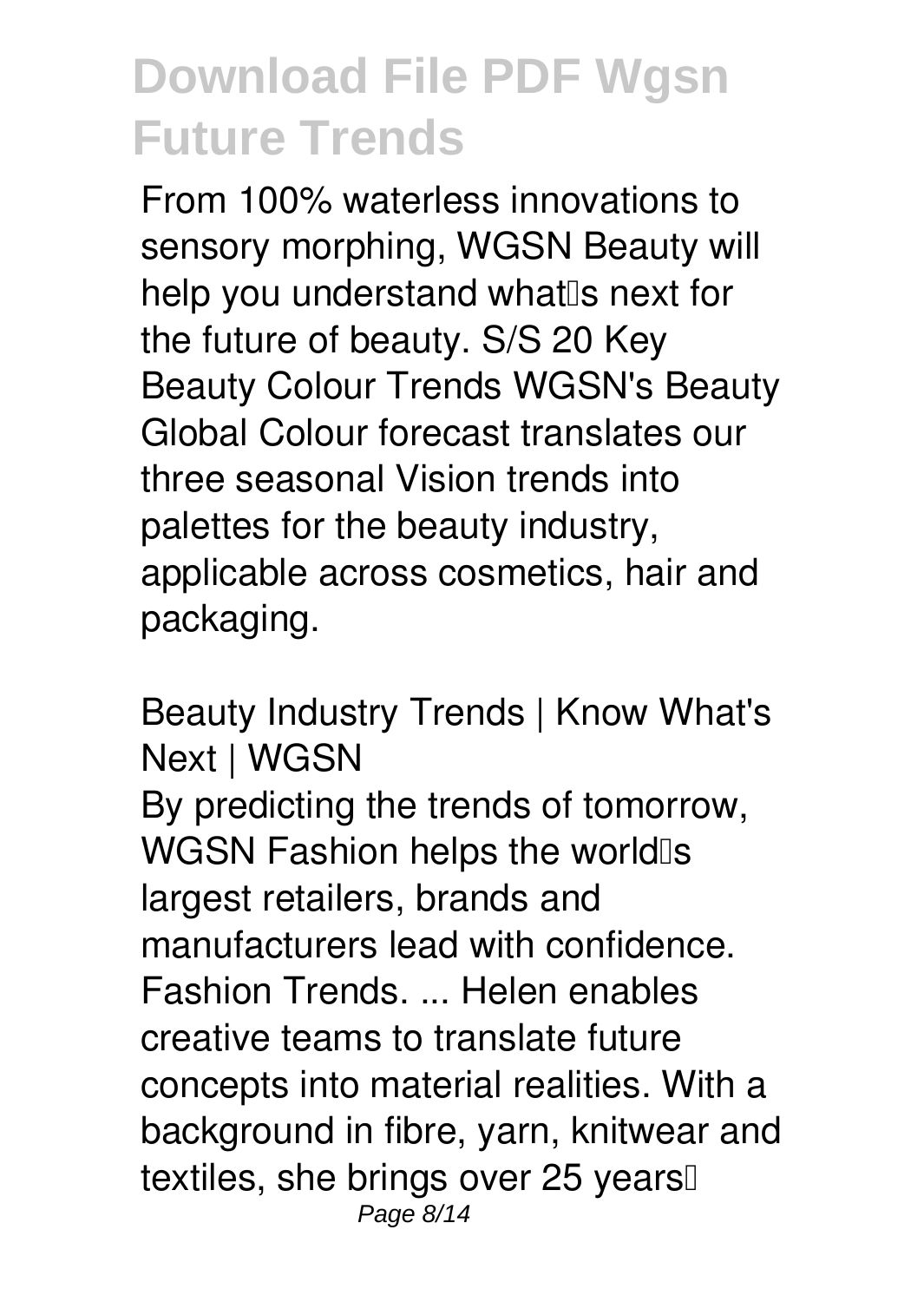From 100% waterless innovations to sensory morphing, WGSN Beauty will help you understand what's next for the future of beauty. S/S 20 Key Beauty Colour Trends WGSN's Beauty Global Colour forecast translates our three seasonal Vision trends into palettes for the beauty industry, applicable across cosmetics, hair and packaging.

## Beauty Industry Trends | Know What's Next | WGSN

By predicting the trends of tomorrow, WGSN Fashion helps the world's largest retailers, brands and manufacturers lead with confidence. Fashion Trends. ... Helen enables creative teams to translate future concepts into material realities. With a background in fibre, yarn, knitwear and textiles, she brings over 25 years'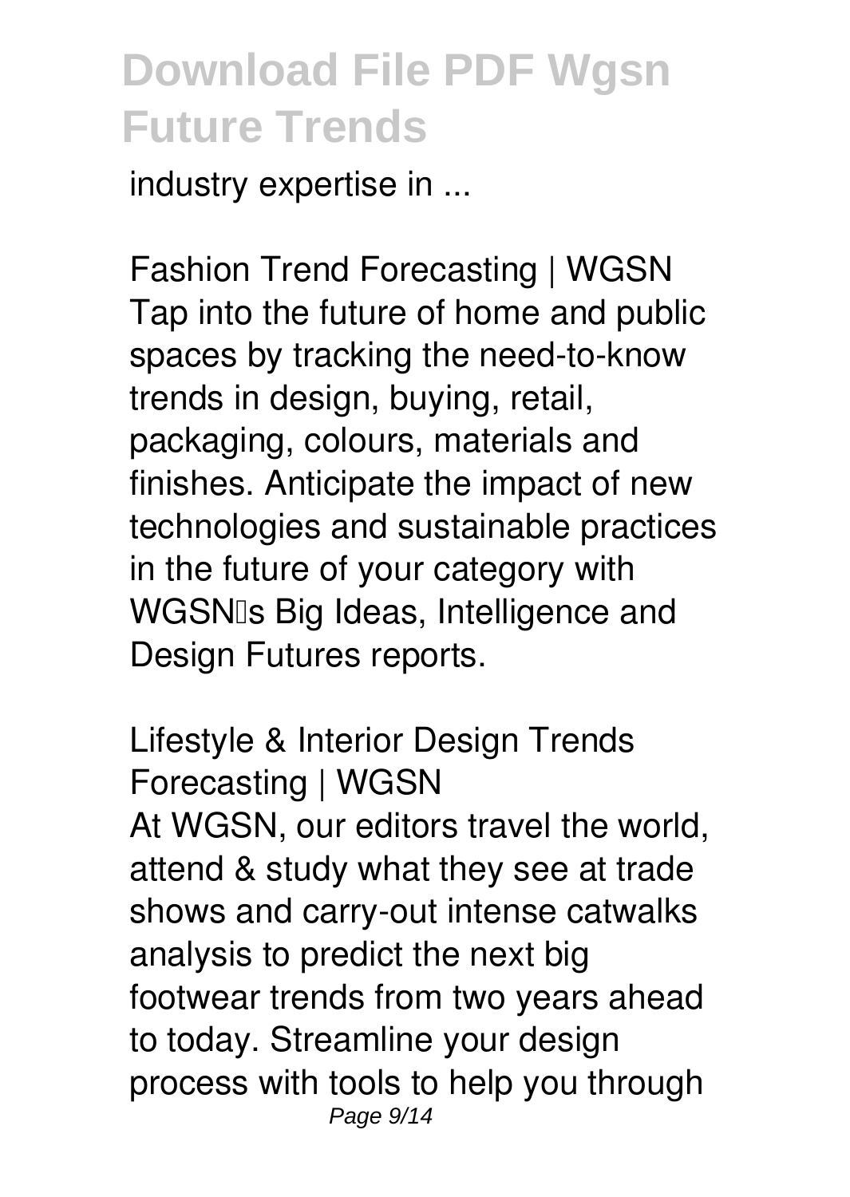industry expertise in ...

**Fashion Trend Forecasting | WGSN**

Tap into the future of home and public spaces by tracking the need-to-know trends in design, buying, retail, packaging, colours, materials and finishes. Anticipate the impact of new technologies and sustainable practices in the future of your category with WGSN's Big Ideas, Intelligence and Design Futures reports.

**Lifestyle & Interior Design Trends Forecasting | WGSN**

At WGSN, our editors travel the world, attend & study what they see at trade shows and carry-out intense catwalks analysis to predict the next big footwear trends from two years ahead to today. Streamline your design process with tools to help you through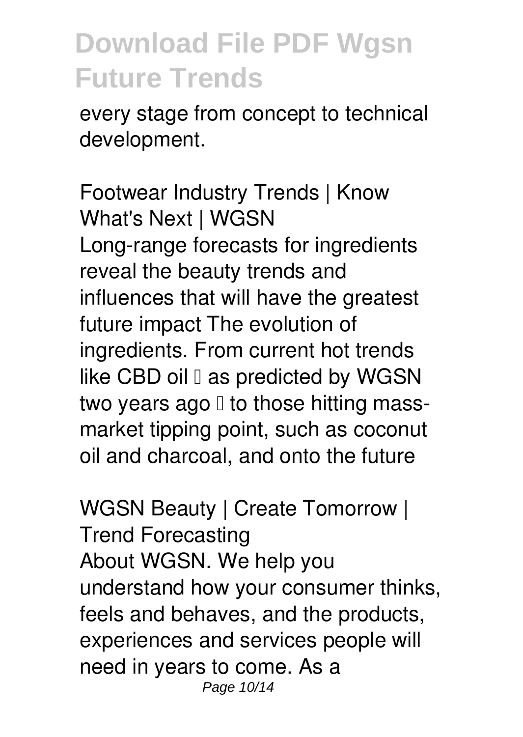every stage from concept to technical development.

**Footwear Industry Trends | Know What's Next | WGSN**

Long-range forecasts for ingredients reveal the beauty trends and influences that will have the greatest future impact The evolution of ingredients. From current hot trends like CBD oil – as predicted by WGSN two years ago – to those hitting mass-market tipping point, such as coconut oil and charcoal, and onto the future

**WGSN Beauty | Create Tomorrow | Trend Forecasting**

About WGSN. We help you understand how your consumer thinks, feels and behaves, and the products, experiences and services people will need in years to come. As a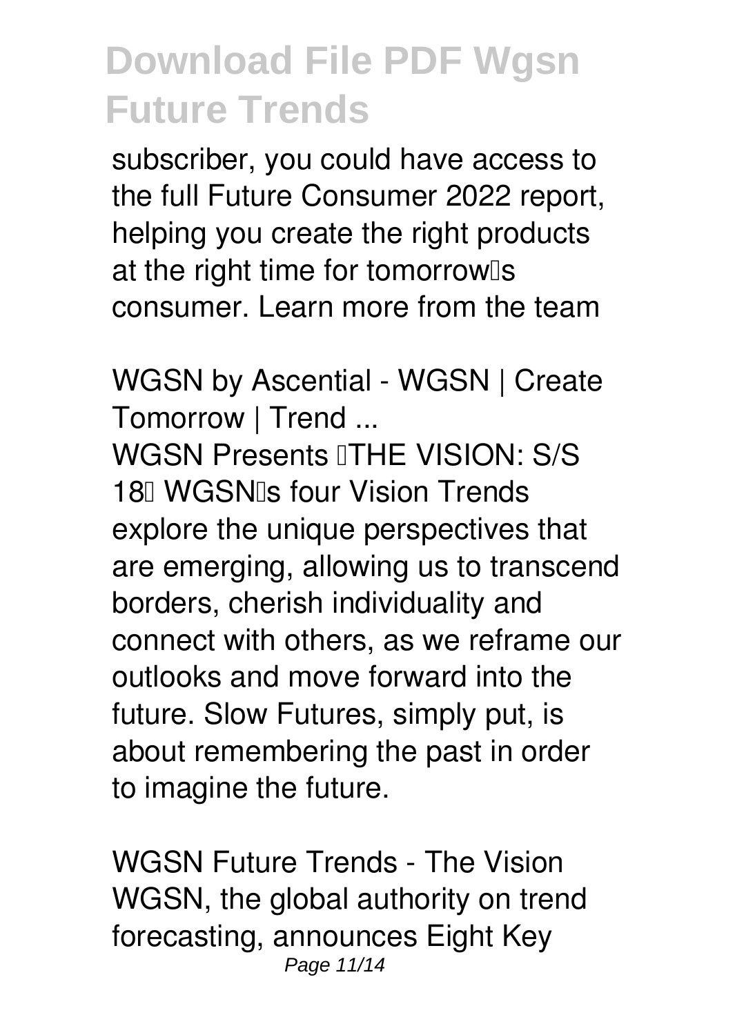subscriber, you could have access to the full Future Consumer 2022 report, helping you create the right products at the right time for tomorrow's consumer. Learn more from the team

**WGSN by Ascential - WGSN | Create Tomorrow | Trend ...**

WGSN Presents "THE VISION: S/S 18" WGSN's four Vision Trends explore the unique perspectives that are emerging, allowing us to transcend borders, cherish individuality and connect with others, as we reframe our outlooks and move forward into the future. Slow Futures, simply put, is about remembering the past in order to imagine the future.

**WGSN Future Trends - The Vision**

WGSN, the global authority on trend forecasting, announces Eight Key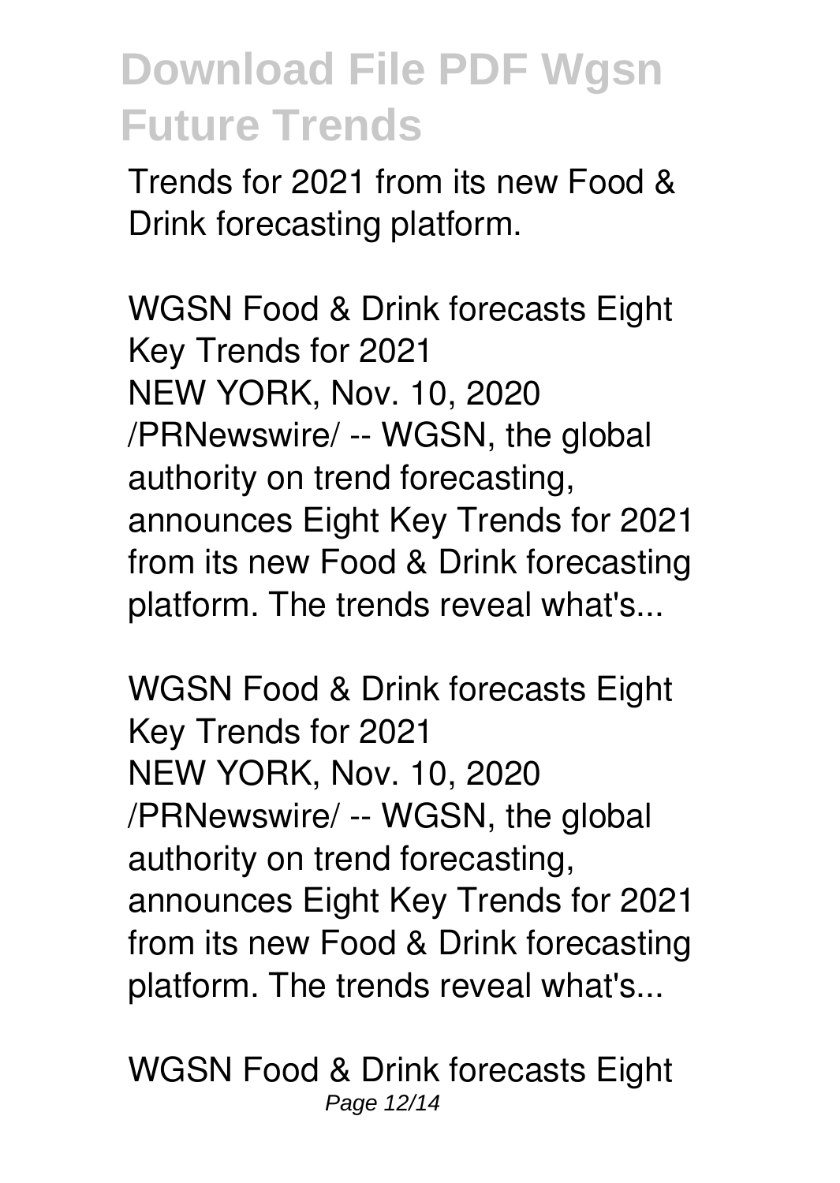Trends for 2021 from its new Food & Drink forecasting platform.

*WGSN Food & Drink forecasts Eight Key Trends for 2021*
NEW YORK, Nov. 10, 2020 /PRNewswire/ -- WGSN, the global authority on trend forecasting, announces Eight Key Trends for 2021 from its new Food & Drink forecasting platform. The trends reveal what's...

*WGSN Food & Drink forecasts Eight Key Trends for 2021*
NEW YORK, Nov. 10, 2020 /PRNewswire/ -- WGSN, the global authority on trend forecasting, announces Eight Key Trends for 2021 from its new Food & Drink forecasting platform. The trends reveal what's...

*WGSN Food & Drink forecasts Eight*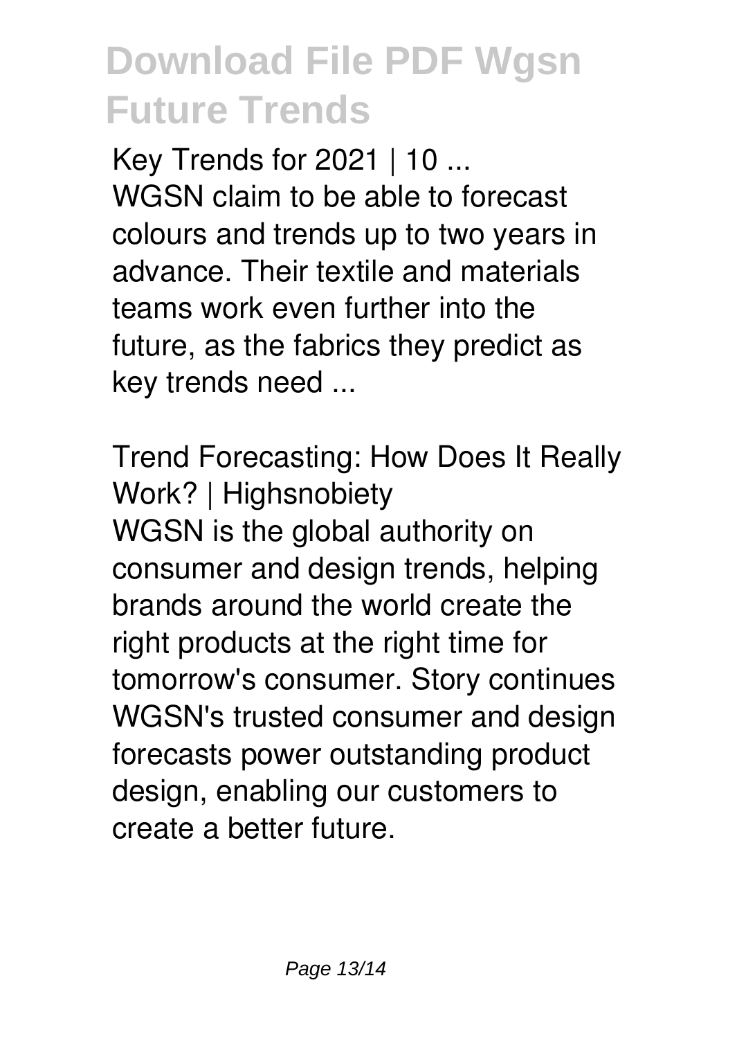Key Trends for 2021 | 10 ...
WGSN claim to be able to forecast colours and trends up to two years in advance. Their textile and materials teams work even further into the future, as the fabrics they predict as key trends need ...

Trend Forecasting: How Does It Really Work? | Highsnobiety
WGSN is the global authority on consumer and design trends, helping brands around the world create the right products at the right time for tomorrow's consumer. Story continues WGSN's trusted consumer and design forecasts power outstanding product design, enabling our customers to create a better future.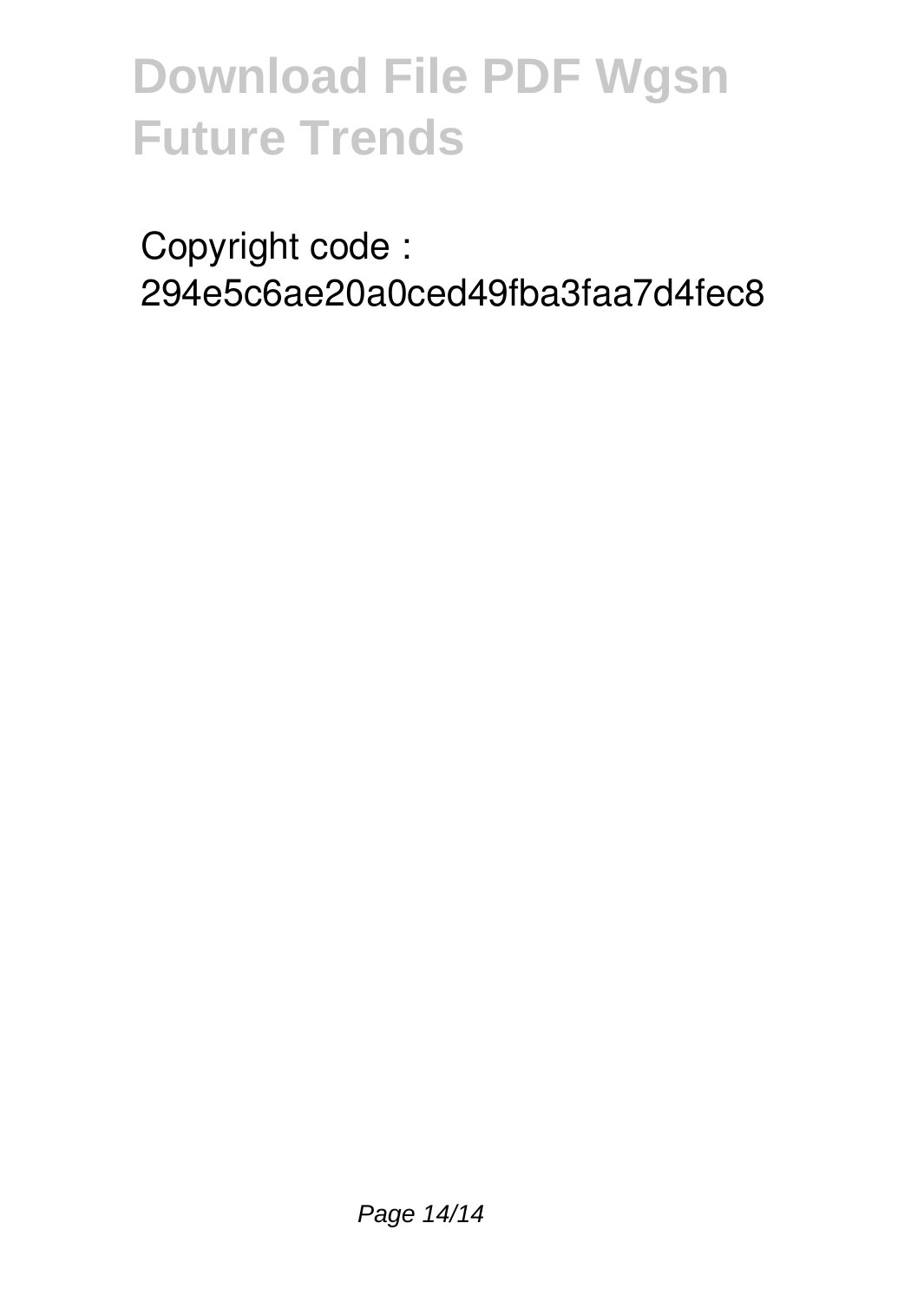Copyright code : 294e5c6ae20a0ced49fba3faa7d4fec8